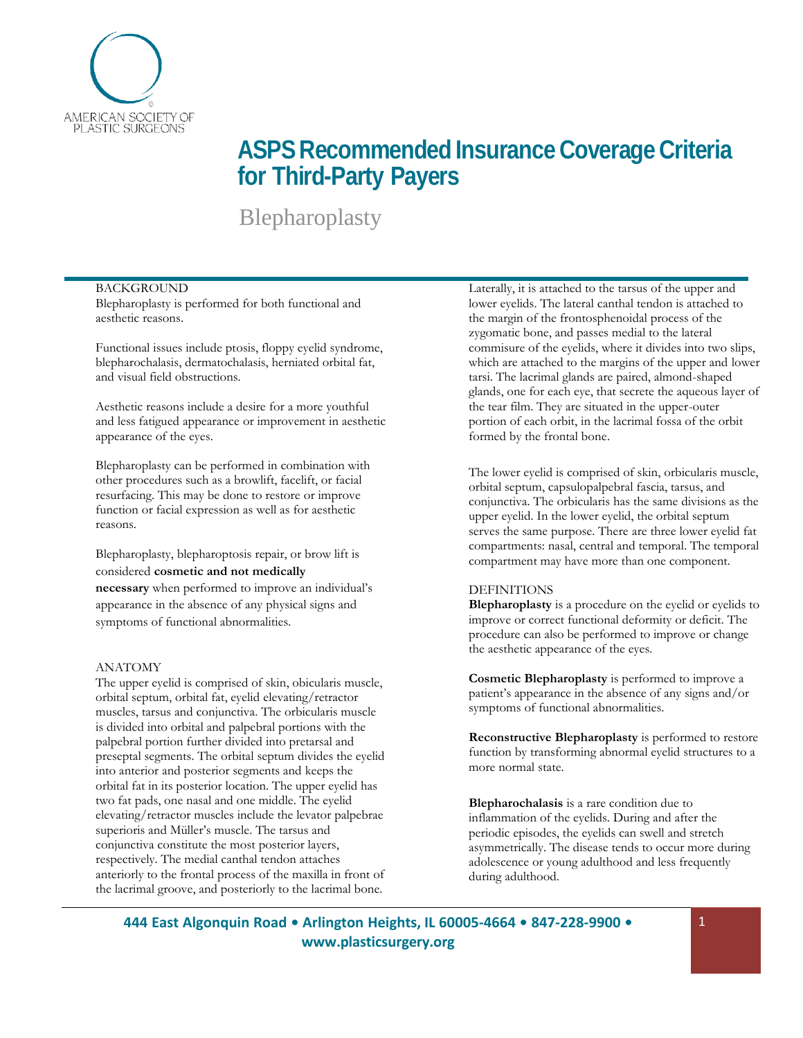AMERICAN SOCIETY OF PLASTIC SURGEONS

# ASPS Recommended Insurance Coverage Criteria for Third-Party Payers

## Blepharoplasty

### BACKGROUND

Blepharoplasty is performed for both functional and aesthetic reasons.

Functional issues include ptosis, floppy eyelid syndrome, blepharochalasis, dermatochalasis, herniated orbital fat, and visual field obstructions.

Aesthetic reasons include a desire for a more youthful and less fatigued appearance or improvement in aesthetic appearance of the eyes.

Blepharoplasty can be performed in combination with other procedures such as a browlift, facelift, or facial resurfacing. This may be done to restore or improve function or facial expression as well as for aesthetic reasons.

Blepharoplasty, blepharoptosis repair, or brow lift is considered **cosmetic and not medically necessary** when performed to improve an individual's appearance in the absence of any physical signs and symptoms of functional abnormalities.

### ANATOMY

The upper eyelid is comprised of skin, obicularis muscle, orbital septum, orbital fat, eyelid elevating/retractor muscles, tarsus and conjunctiva. The orbicularis muscle is divided into orbital and palpebral portions with the palpebral portion further divided into pretarsal and preseptal segments. The orbital septum divides the eyelid into anterior and posterior segments and keeps the orbital fat in its posterior location. The upper eyelid has two fat pads, one nasal and one middle. The eyelid elevating/retractor muscles include the levator palpebrae superioris and Müller's muscle. The tarsus and conjunctiva constitute the most posterior layers, respectively. The medial canthal tendon attaches anteriorly to the frontal process of the maxilla in front of the lacrimal groove, and posteriorly to the lacrimal bone. Laterally, it is attached to the tarsus of the upper and lower eyelids. The lateral canthal tendon is attached to the margin of the frontosphenoidal process of the zygomatic bone, and passes medial to the lateral commisure of the eyelids, where it divides into two slips, which are attached to the margins of the upper and lower tarsi. The lacrimal glands are paired, almond-shaped glands, one for each eye, that secrete the aqueous layer of the tear film. They are situated in the upper-outer portion of each orbit, in the lacrimal fossa of the orbit formed by the frontal bone.

The lower eyelid is comprised of skin, orbicularis muscle, orbital septum, capsulopalpebral fascia, tarsus, and conjunctiva. The orbicularis has the same divisions as the upper eyelid. In the lower eyelid, the orbital septum serves the same purpose. There are three lower eyelid fat compartments: nasal, central and temporal. The temporal compartment may have more than one component.

### DEFINITIONS

**Blepharoplasty** is a procedure on the eyelid or eyelids to improve or correct functional deformity or deficit. The procedure can also be performed to improve or change the aesthetic appearance of the eyes.

**Cosmetic Blepharoplasty** is performed to improve a patient's appearance in the absence of any signs and/or symptoms of functional abnormalities.

**Reconstructive Blepharoplasty** is performed to restore function by transforming abnormal eyelid structures to a more normal state.

**Blepharochalasis** is a rare condition due to inflammation of the eyelids. During and after the periodic episodes, the eyelids can swell and stretch asymmetrically. The disease tends to occur more during adolescence or young adulthood and less frequently during adulthood.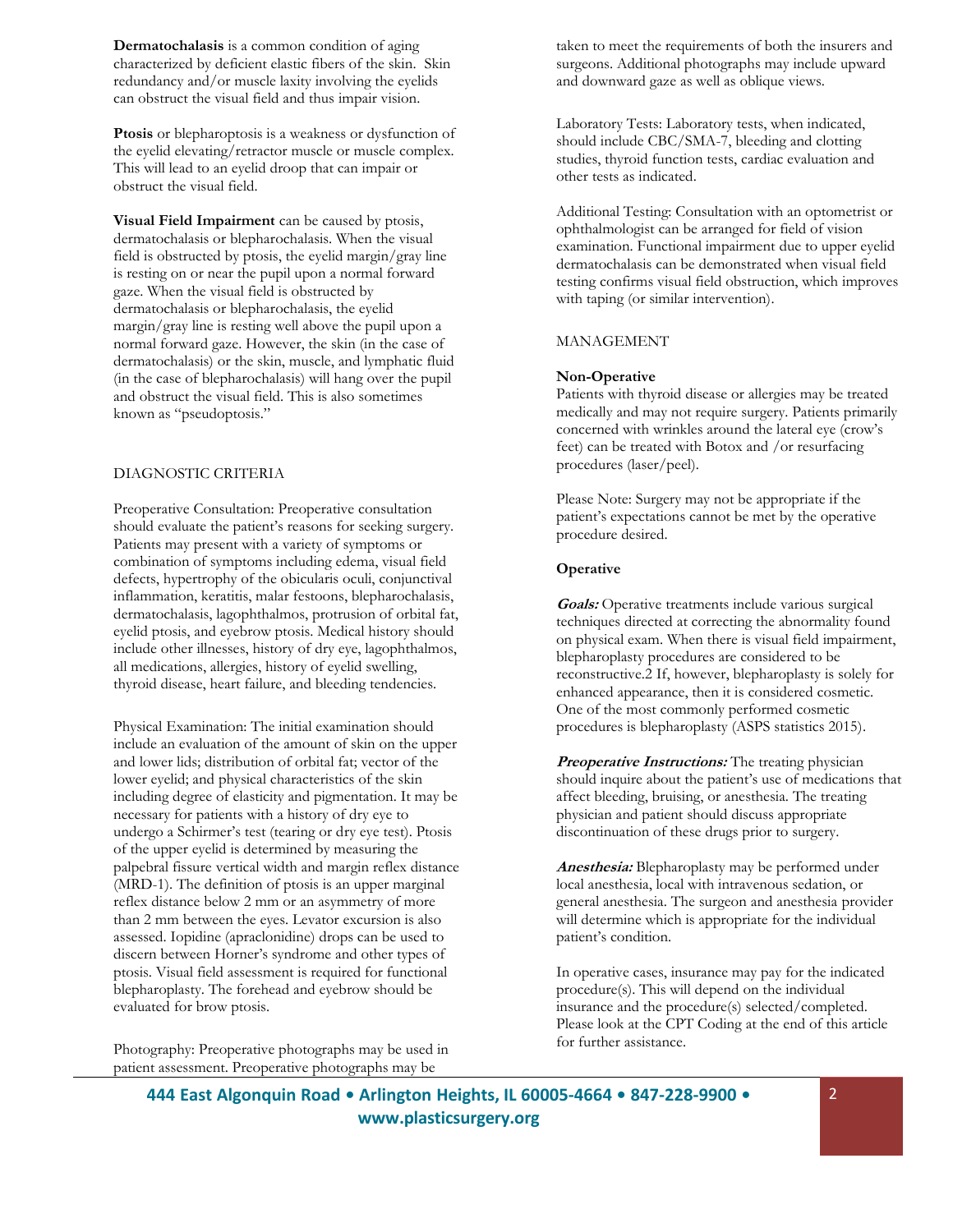**Dermatochalasis** is a common condition of aging characterized by deficient elastic fibers of the skin. Skin redundancy and/or muscle laxity involving the eyelids can obstruct the visual field and thus impair vision.

**Ptosis** or blepharoptosis is a weakness or dysfunction of the eyelid elevating/retractor muscle or muscle complex. This will lead to an eyelid droop that can impair or obstruct the visual field.

**Visual Field Impairment** can be caused by ptosis, dermatochalasis or blepharochalasis. When the visual field is obstructed by ptosis, the eyelid margin/gray line is resting on or near the pupil upon a normal forward gaze. When the visual field is obstructed by dermatochalasis or blepharochalasis, the eyelid margin/gray line is resting well above the pupil upon a normal forward gaze. However, the skin (in the case of dermatochalasis) or the skin, muscle, and lymphatic fluid (in the case of blepharochalasis) will hang over the pupil and obstruct the visual field. This is also sometimes known as "pseudoptosis."

## DIAGNOSTIC CRITERIA

Preoperative Consultation: Preoperative consultation should evaluate the patient's reasons for seeking surgery. Patients may present with a variety of symptoms or combination of symptoms including edema, visual field defects, hypertrophy of the obicularis oculi, conjunctival inflammation, keratitis, malar festoons, blepharochalasis, dermatochalasis, lagophthalmos, protrusion of orbital fat, eyelid ptosis, and eyebrow ptosis. Medical history should include other illnesses, history of dry eye, lagophthalmos, all medications, allergies, history of eyelid swelling, thyroid disease, heart failure, and bleeding tendencies.

Physical Examination: The initial examination should include an evaluation of the amount of skin on the upper and lower lids; distribution of orbital fat; vector of the lower eyelid; and physical characteristics of the skin including degree of elasticity and pigmentation. It may be necessary for patients with a history of dry eye to undergo a Schirmer's test (tearing or dry eye test). Ptosis of the upper eyelid is determined by measuring the palpebral fissure vertical width and margin reflex distance (MRD-1). The definition of ptosis is an upper marginal reflex distance below 2 mm or an asymmetry of more than 2 mm between the eyes. Levator excursion is also assessed. Iopidine (apraclonidine) drops can be used to discern between Horner's syndrome and other types of ptosis. Visual field assessment is required for functional blepharoplasty. The forehead and eyebrow should be evaluated for brow ptosis.

Photography: Preoperative photographs may be used in patient assessment. Preoperative photographs may be taken to meet the requirements of both the insurers and surgeons. Additional photographs may include upward and downward gaze as well as oblique views.

Laboratory Tests: Laboratory tests, when indicated, should include CBC/SMA-7, bleeding and clotting studies, thyroid function tests, cardiac evaluation and other tests as indicated.

Additional Testing: Consultation with an optometrist or ophthalmologist can be arranged for field of vision examination. Functional impairment due to upper eyelid dermatochalasis can be demonstrated when visual field testing confirms visual field obstruction, which improves with taping (or similar intervention).

## MANAGEMENT

### Non-Operative

Patients with thyroid disease or allergies may be treated medically and may not require surgery. Patients primarily concerned with wrinkles around the lateral eye (crow's feet) can be treated with Botox and /or resurfacing procedures (laser/peel).

Please Note: Surgery may not be appropriate if the patient's expectations cannot be met by the operative procedure desired.

### Operative

***Goals:*** Operative treatments include various surgical techniques directed at correcting the abnormality found on physical exam. When there is visual field impairment, blepharoplasty procedures are considered to be reconstructive.[2] If, however, blepharoplasty is solely for enhanced appearance, then it is considered cosmetic. One of the most commonly performed cosmetic procedures is blepharoplasty (ASPS statistics 2015).

***Preoperative Instructions:*** The treating physician should inquire about the patient's use of medications that affect bleeding, bruising, or anesthesia. The treating physician and patient should discuss appropriate discontinuation of these drugs prior to surgery.

***Anesthesia:*** Blepharoplasty may be performed under local anesthesia, local with intravenous sedation, or general anesthesia. The surgeon and anesthesia provider will determine which is appropriate for the individual patient's condition.

In operative cases, insurance may pay for the indicated procedure(s). This will depend on the individual insurance and the procedure(s) selected/completed. Please look at the CPT Coding at the end of this article for further assistance.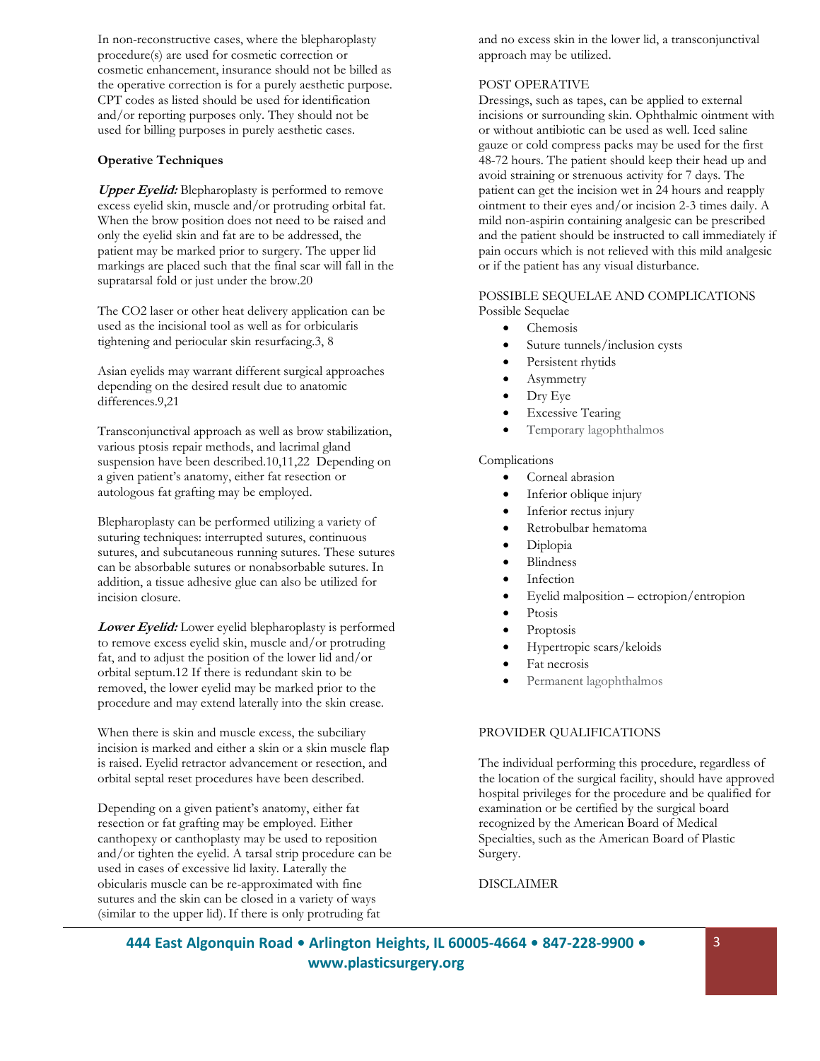In non-reconstructive cases, where the blepharoplasty procedure(s) are used for cosmetic correction or cosmetic enhancement, insurance should not be billed as the operative correction is for a purely aesthetic purpose. CPT codes as listed should be used for identification and/or reporting purposes only. They should not be used for billing purposes in purely aesthetic cases.

**Operative Techniques**

***Upper Eyelid:*** Blepharoplasty is performed to remove excess eyelid skin, muscle and/or protruding orbital fat. When the brow position does not need to be raised and only the eyelid skin and fat are to be addressed, the patient may be marked prior to surgery. The upper lid markings are placed such that the final scar will fall in the supratarsal fold or just under the brow.20

The CO2 laser or other heat delivery application can be used as the incisional tool as well as for orbicularis tightening and periocular skin resurfacing.3, 8

Asian eyelids may warrant different surgical approaches depending on the desired result due to anatomic differences.9,21

Transconjunctival approach as well as brow stabilization, various ptosis repair methods, and lacrimal gland suspension have been described.10,11,22 Depending on a given patient's anatomy, either fat resection or autologous fat grafting may be employed.

Blepharoplasty can be performed utilizing a variety of suturing techniques: interrupted sutures, continuous sutures, and subcutaneous running sutures. These sutures can be absorbable sutures or nonabsorbable sutures. In addition, a tissue adhesive glue can also be utilized for incision closure.

***Lower Eyelid:*** Lower eyelid blepharoplasty is performed to remove excess eyelid skin, muscle and/or protruding fat, and to adjust the position of the lower lid and/or orbital septum.12 If there is redundant skin to be removed, the lower eyelid may be marked prior to the procedure and may extend laterally into the skin crease.

When there is skin and muscle excess, the subciliary incision is marked and either a skin or a skin muscle flap is raised. Eyelid retractor advancement or resection, and orbital septal reset procedures have been described.

Depending on a given patient's anatomy, either fat resection or fat grafting may be employed. Either canthopexy or canthoplasty may be used to reposition and/or tighten the eyelid. A tarsal strip procedure can be used in cases of excessive lid laxity. Laterally the obicularis muscle can be re-approximated with fine sutures and the skin can be closed in a variety of ways (similar to the upper lid). If there is only protruding fat and no excess skin in the lower lid, a transconjunctival approach may be utilized.

POST OPERATIVE

Dressings, such as tapes, can be applied to external incisions or surrounding skin. Ophthalmic ointment with or without antibiotic can be used as well. Iced saline gauze or cold compress packs may be used for the first 48-72 hours. The patient should keep their head up and avoid straining or strenuous activity for 7 days. The patient can get the incision wet in 24 hours and reapply ointment to their eyes and/or incision 2-3 times daily. A mild non-aspirin containing analgesic can be prescribed and the patient should be instructed to call immediately if pain occurs which is not relieved with this mild analgesic or if the patient has any visual disturbance.

POSSIBLE SEQUELAE AND COMPLICATIONS

Possible Sequelae

- Chemosis
- Suture tunnels/inclusion cysts
- Persistent rhytids
- Asymmetry
- Dry Eye
- Excessive Tearing
- Temporary lagophthalmos

Complications

- Corneal abrasion
- Inferior oblique injury
- Inferior rectus injury
- Retrobulbar hematoma
- Diplopia
- Blindness
- Infection
- Eyelid malposition – ectropion/entropion
- Ptosis
- Proptosis
- Hypertropic scars/keloids
- Fat necrosis
- Permanent lagophthalmos

PROVIDER QUALIFICATIONS

The individual performing this procedure, regardless of the location of the surgical facility, should have approved hospital privileges for the procedure and be qualified for examination or be certified by the surgical board recognized by the American Board of Medical Specialties, such as the American Board of Plastic Surgery.

DISCLAIMER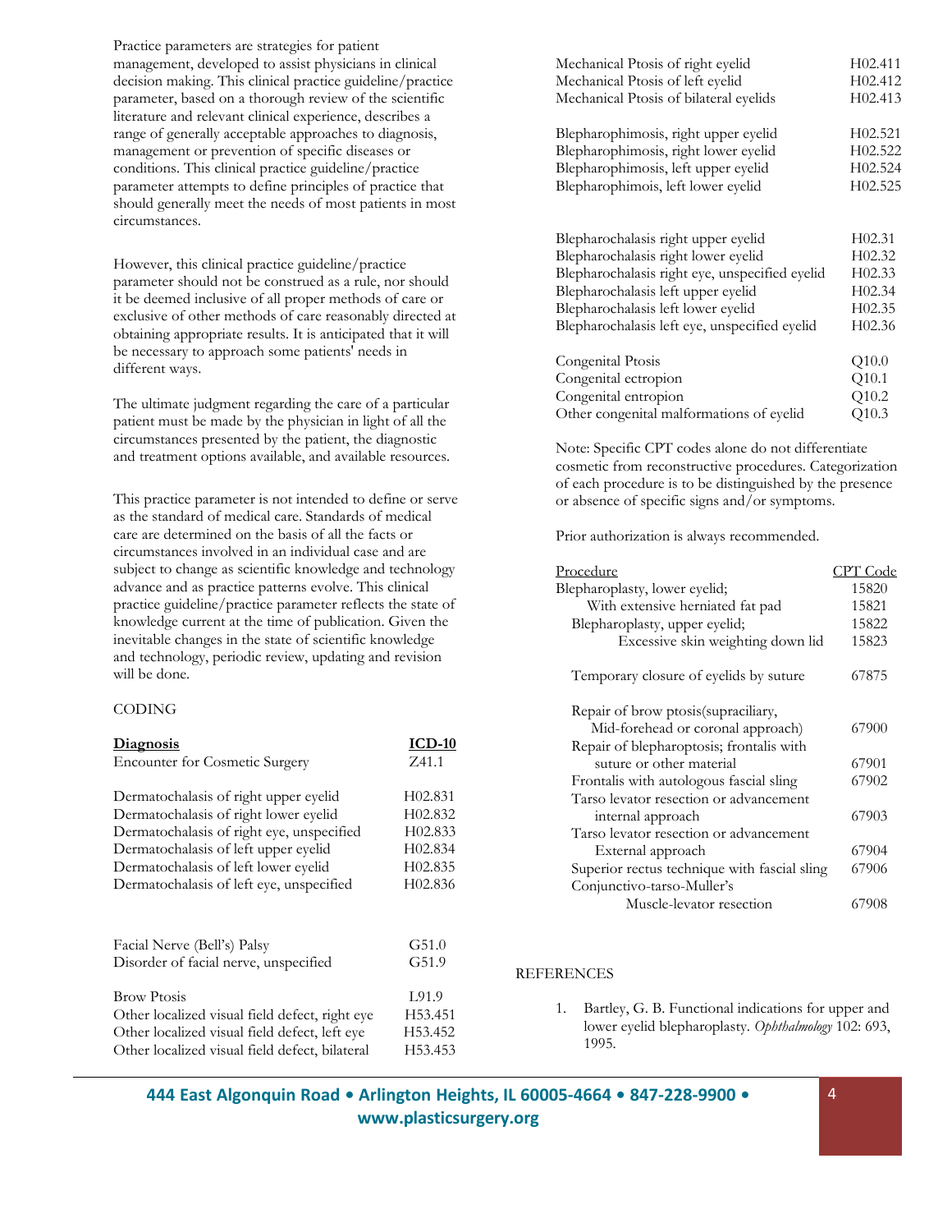Practice parameters are strategies for patient management, developed to assist physicians in clinical decision making. This clinical practice guideline/practice parameter, based on a thorough review of the scientific literature and relevant clinical experience, describes a range of generally acceptable approaches to diagnosis, management or prevention of specific diseases or conditions. This clinical practice guideline/practice parameter attempts to define principles of practice that should generally meet the needs of most patients in most circumstances.

However, this clinical practice guideline/practice parameter should not be construed as a rule, nor should it be deemed inclusive of all proper methods of care or exclusive of other methods of care reasonably directed at obtaining appropriate results. It is anticipated that it will be necessary to approach some patients' needs in different ways.

The ultimate judgment regarding the care of a particular patient must be made by the physician in light of all the circumstances presented by the patient, the diagnostic and treatment options available, and available resources.

This practice parameter is not intended to define or serve as the standard of medical care. Standards of medical care are determined on the basis of all the facts or circumstances involved in an individual case and are subject to change as scientific knowledge and technology advance and as practice patterns evolve. This clinical practice guideline/practice parameter reflects the state of knowledge current at the time of publication. Given the inevitable changes in the state of scientific knowledge and technology, periodic review, updating and revision will be done.

CODING

| **Diagnosis** | **ICD-10** |
|---|---|
| Encounter for Cosmetic Surgery | Z41.1 |
| | |
| Dermatochalasis of right upper eyelid | H02.831 |
| Dermatochalasis of right lower eyelid | H02.832 |
| Dermatochalasis of right eye, unspecified | H02.833 |
| Dermatochalasis of left upper eyelid | H02.834 |
| Dermatochalasis of left lower eyelid | H02.835 |
| Dermatochalasis of left eye, unspecified | H02.836 |
| | |
| Facial Nerve (Bell's) Palsy | G51.0 |
| Disorder of facial nerve, unspecified | G51.9 |
| | |
| Brow Ptosis | L91.9 |
| Other localized visual field defect, right eye | H53.451 |
| Other localized visual field defect, left eye | H53.452 |
| Other localized visual field defect, bilateral | H53.453 |
| | |
| Mechanical Ptosis of right eyelid | H02.411 |
| Mechanical Ptosis of left eyelid | H02.412 |
| Mechanical Ptosis of bilateral eyelids | H02.413 |
| | |
| Blepharophimosis, right upper eyelid | H02.521 |
| Blepharophimosis, right lower eyelid | H02.522 |
| Blepharophimosis, left upper eyelid | H02.524 |
| Blepharophimois, left lower eyelid | H02.525 |
| | |
| Blepharochalasis right upper eyelid | H02.31 |
| Blepharochalasis right lower eyelid | H02.32 |
| Blepharochalasis right eye, unspecified eyelid | H02.33 |
| Blepharochalasis left upper eyelid | H02.34 |
| Blepharochalasis left lower eyelid | H02.35 |
| Blepharochalasis left eye, unspecified eyelid | H02.36 |
| | |
| Congenital Ptosis | Q10.0 |
| Congenital ectropion | Q10.1 |
| Congenital entropion | Q10.2 |
| Other congenital malformations of eyelid | Q10.3 |

Note: Specific CPT codes alone do not differentiate cosmetic from reconstructive procedures. Categorization of each procedure is to be distinguished by the presence or absence of specific signs and/or symptoms.

Prior authorization is always recommended.

| Procedure | CPT Code |
|---|---|
| Blepharoplasty, lower eyelid; | 15820 |
| With extensive herniated fat pad | 15821 |
| Blepharoplasty, upper eyelid; | 15822 |
| Excessive skin weighting down lid | 15823 |
| | |
| Temporary closure of eyelids by suture | 67875 |
| | |
| Repair of brow ptosis(supraciliary, Mid-forehead or coronal approach) | 67900 |
| Repair of blepharoptosis; frontalis with suture or other material | 67901 |
| Frontalis with autologous fascial sling | 67902 |
| Tarso levator resection or advancement internal approach | 67903 |
| Tarso levator resection or advancement External approach | 67904 |
| Superior rectus technique with fascial sling | 67906 |
| Conjunctivo-tarso-Muller's Muscle-levator resection | 67908 |

REFERENCES

1. Bartley, G. B. Functional indications for upper and lower eyelid blepharoplasty. *Ophthalmology* 102: 693, 1995.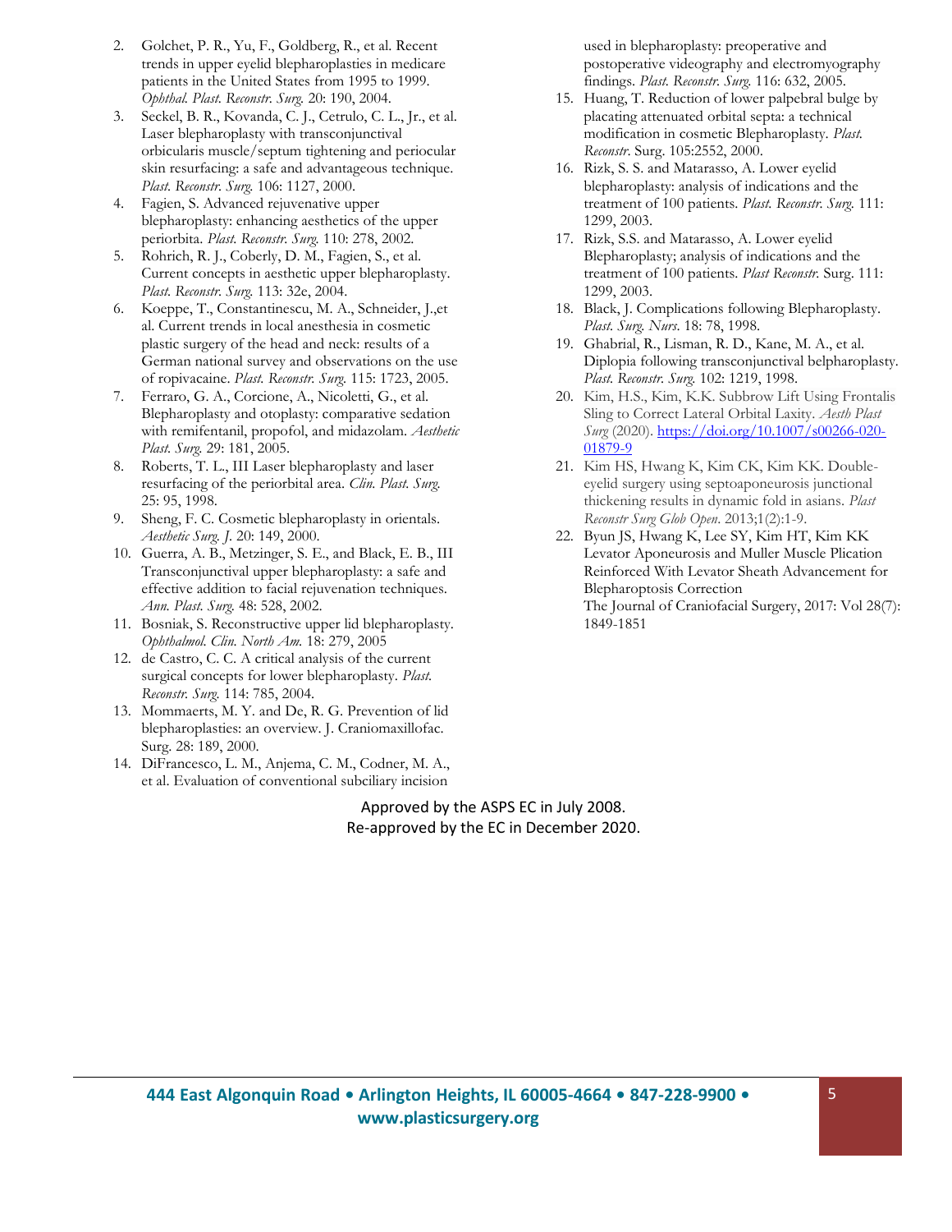2. Golchet, P. R., Yu, F., Goldberg, R., et al. Recent trends in upper eyelid blepharoplasties in medicare patients in the United States from 1995 to 1999. *Ophthal. Plast. Reconstr. Surg.* 20: 190, 2004.
3. Seckel, B. R., Kovanda, C. J., Cetrulo, C. L., Jr., et al. Laser blepharoplasty with transconjunctival orbicularis muscle/septum tightening and periocular skin resurfacing: a safe and advantageous technique. *Plast. Reconstr. Surg.* 106: 1127, 2000.
4. Fagien, S. Advanced rejuvenative upper blepharoplasty: enhancing aesthetics of the upper periorbita. *Plast. Reconstr. Surg.* 110: 278, 2002.
5. Rohrich, R. J., Coberly, D. M., Fagien, S., et al. Current concepts in aesthetic upper blepharoplasty. *Plast. Reconstr. Surg.* 113: 32e, 2004.
6. Koeppe, T., Constantinescu, M. A., Schneider, J.,et al. Current trends in local anesthesia in cosmetic plastic surgery of the head and neck: results of a German national survey and observations on the use of ropivacaine. *Plast. Reconstr. Surg.* 115: 1723, 2005.
7. Ferraro, G. A., Corcione, A., Nicoletti, G., et al. Blepharoplasty and otoplasty: comparative sedation with remifentanil, propofol, and midazolam. *Aesthetic Plast. Surg.* 29: 181, 2005.
8. Roberts, T. L., III Laser blepharoplasty and laser resurfacing of the periorbital area. *Clin. Plast. Surg.* 25: 95, 1998.
9. Sheng, F. C. Cosmetic blepharoplasty in orientals. *Aesthetic Surg. J.* 20: 149, 2000.
10. Guerra, A. B., Metzinger, S. E., and Black, E. B., III Transconjunctival upper blepharoplasty: a safe and effective addition to facial rejuvenation techniques. *Ann. Plast. Surg.* 48: 528, 2002.
11. Bosniak, S. Reconstructive upper lid blepharoplasty. *Ophthalmol. Clin. North Am.* 18: 279, 2005
12. de Castro, C. C. A critical analysis of the current surgical concepts for lower blepharoplasty. *Plast. Reconstr. Surg.* 114: 785, 2004.
13. Mommaerts, M. Y. and De, R. G. Prevention of lid blepharoplasties: an overview. J. Craniomaxillofac. Surg. 28: 189, 2000.
14. DiFrancesco, L. M., Anjema, C. M., Codner, M. A., et al. Evaluation of conventional subciliary incision used in blepharoplasty: preoperative and postoperative videography and electromyography findings. *Plast. Reconstr. Surg.* 116: 632, 2005.
15. Huang, T. Reduction of lower palpebral bulge by placating attenuated orbital septa: a technical modification in cosmetic Blepharoplasty. *Plast. Reconstr.* Surg. 105:2552, 2000.
16. Rizk, S. S. and Matarasso, A. Lower eyelid blepharoplasty: analysis of indications and the treatment of 100 patients. *Plast. Reconstr. Surg.* 111: 1299, 2003.
17. Rizk, S.S. and Matarasso, A. Lower eyelid Blepharoplasty; analysis of indications and the treatment of 100 patients. *Plast Reconstr.* Surg. 111: 1299, 2003.
18. Black, J. Complications following Blepharoplasty. *Plast. Surg. Nurs.* 18: 78, 1998.
19. Ghabrial, R., Lisman, R. D., Kane, M. A., et al. Diplopia following transconjunctival belpharoplasty. *Plast. Reconstr. Surg.* 102: 1219, 1998.
20. Kim, H.S., Kim, K.K. Subbrow Lift Using Frontalis Sling to Correct Lateral Orbital Laxity. *Aesth Plast Surg* (2020). https://doi.org/10.1007/s00266-020-01879-9
21. Kim HS, Hwang K, Kim CK, Kim KK. Double-eyelid surgery using septoaponeurosis junctional thickening results in dynamic fold in asians. *Plast Reconstr Surg Glob Open*. 2013;1(2):1-9.
22. Byun JS, Hwang K, Lee SY, Kim HT, Kim KK Levator Aponeurosis and Muller Muscle Plication Reinforced With Levator Sheath Advancement for Blepharoptosis Correction
The Journal of Craniofacial Surgery, 2017: Vol 28(7): 1849-1851

Approved by the ASPS EC in July 2008.
Re-approved by the EC in December 2020.

**444 East Algonquin Road • Arlington Heights, IL 60005-4664 • 847-228-9900 • www.plasticsurgery.org**